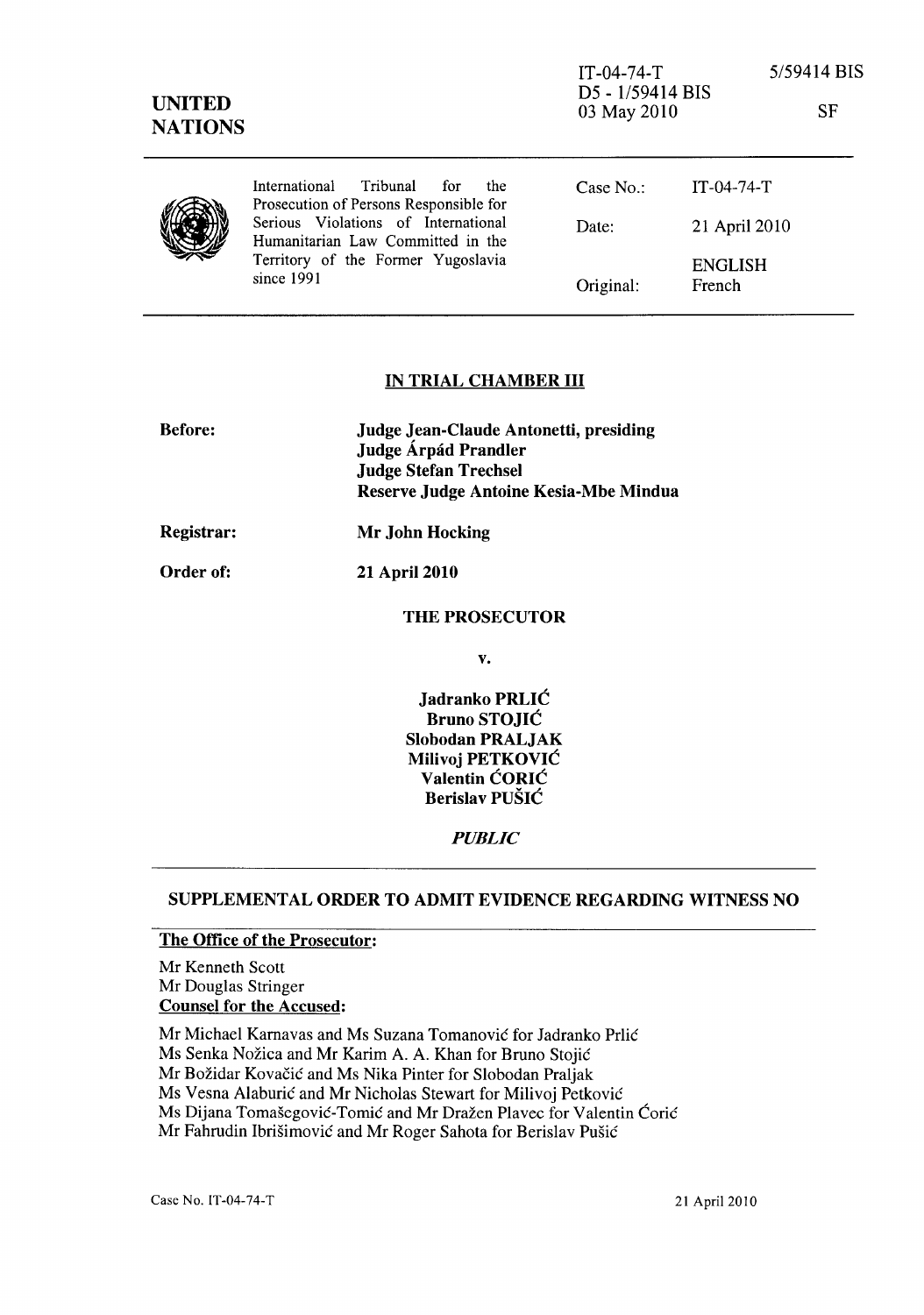IT-04-74-T
D5 - 1/59414 BIS
03 May 2010

5/59414 BIS

SF

**UNITED NATIONS**

| International Tribunal for the Prosecution of Persons Responsible for Serious Violations of International Humanitarian Law Committed in the Territory of the Former Yugoslavia since 1991 | Case No.: | IT-04-74-T |
|---|---|---|
| | Date: | 21 April 2010 |
| | | ENGLISH |
| | Original: | French |

## IN TRIAL CHAMBER III

**Before:** **Judge Jean-Claude Antonetti, presiding**
**Judge Árpád Prandler**
**Judge Stefan Trechsel**
**Reserve Judge Antoine Kesia-Mbe Mindua**

**Registrar:** **Mr John Hocking**

**Order of:** **21 April 2010**

**THE PROSECUTOR**

**v.**

**Jadranko PRLIĆ**
**Bruno STOJIĆ**
**Slobodan PRALJAK**
**Milivoj PETKOVIĆ**
**Valentin ĆORIĆ**
**Berislav PUŠIĆ**

***PUBLIC***

## SUPPLEMENTAL ORDER TO ADMIT EVIDENCE REGARDING WITNESS NO

**The Office of the Prosecutor:**

Mr Kenneth Scott
Mr Douglas Stringer

**Counsel for the Accused:**

Mr Michael Karnavas and Ms Suzana Tomanović for Jadranko Prlić
Ms Senka Nožica and Mr Karim A. A. Khan for Bruno Stojić
Mr Božidar Kovačić and Ms Nika Pinter for Slobodan Praljak
Ms Vesna Alaburić and Mr Nicholas Stewart for Milivoj Petković
Ms Dijana Tomašegović-Tomić and Mr Dražen Plavec for Valentin Ćorić
Mr Fahrudin Ibrišimović and Mr Roger Sahota for Berislav Pušić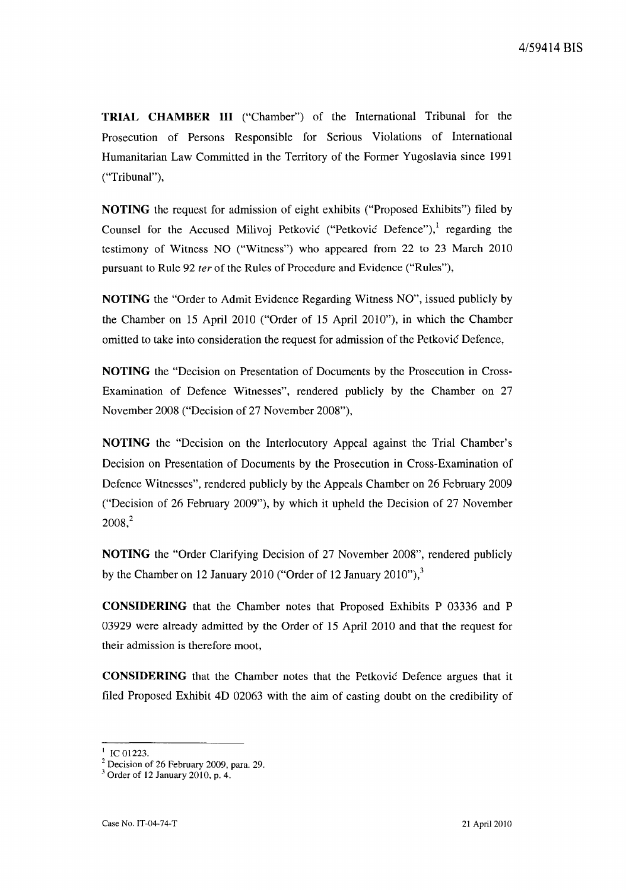**TRIAL CHAMBER III** ("Chamber") of the International Tribunal for the Prosecution of Persons Responsible for Serious Violations of International Humanitarian Law Committed in the Territory of the Former Yugoslavia since 1991 ("Tribunal"),

**NOTING** the request for admission of eight exhibits ("Proposed Exhibits") filed by Counsel for the Accused Milivoj Petković ("Petković Defence"),[1] regarding the testimony of Witness NO ("Witness") who appeared from 22 to 23 March 2010 pursuant to Rule 92 *ter* of the Rules of Procedure and Evidence ("Rules"),

**NOTING** the "Order to Admit Evidence Regarding Witness NO", issued publicly by the Chamber on 15 April 2010 ("Order of 15 April 2010"), in which the Chamber omitted to take into consideration the request for admission of the Petković Defence,

**NOTING** the "Decision on Presentation of Documents by the Prosecution in Cross-Examination of Defence Witnesses", rendered publicly by the Chamber on 27 November 2008 ("Decision of 27 November 2008"),

**NOTING** the "Decision on the Interlocutory Appeal against the Trial Chamber's Decision on Presentation of Documents by the Prosecution in Cross-Examination of Defence Witnesses", rendered publicly by the Appeals Chamber on 26 February 2009 ("Decision of 26 February 2009"), by which it upheld the Decision of 27 November 2008,[2]

**NOTING** the "Order Clarifying Decision of 27 November 2008", rendered publicly by the Chamber on 12 January 2010 ("Order of 12 January 2010"),[3]

**CONSIDERING** that the Chamber notes that Proposed Exhibits P 03336 and P 03929 were already admitted by the Order of 15 April 2010 and that the request for their admission is therefore moot,

**CONSIDERING** that the Chamber notes that the Petković Defence argues that it filed Proposed Exhibit 4D 02063 with the aim of casting doubt on the credibility of

---

[1] IC 01223.

[2] Decision of 26 February 2009, para. 29.

[3] Order of 12 January 2010, p. 4.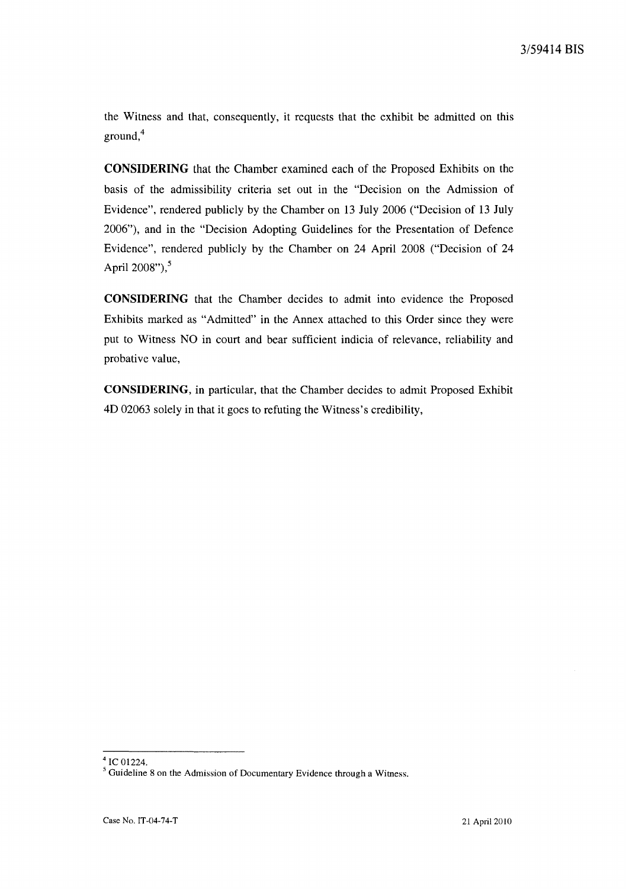the Witness and that, consequently, it requests that the exhibit be admitted on this ground,[4]

**CONSIDERING** that the Chamber examined each of the Proposed Exhibits on the basis of the admissibility criteria set out in the "Decision on the Admission of Evidence", rendered publicly by the Chamber on 13 July 2006 ("Decision of 13 July 2006"), and in the "Decision Adopting Guidelines for the Presentation of Defence Evidence", rendered publicly by the Chamber on 24 April 2008 ("Decision of 24 April 2008"),[5]

**CONSIDERING** that the Chamber decides to admit into evidence the Proposed Exhibits marked as "Admitted" in the Annex attached to this Order since they were put to Witness NO in court and bear sufficient indicia of relevance, reliability and probative value,

**CONSIDERING**, in particular, that the Chamber decides to admit Proposed Exhibit 4D 02063 solely in that it goes to refuting the Witness's credibility,

---

[4] IC 01224.

[5] Guideline 8 on the Admission of Documentary Evidence through a Witness.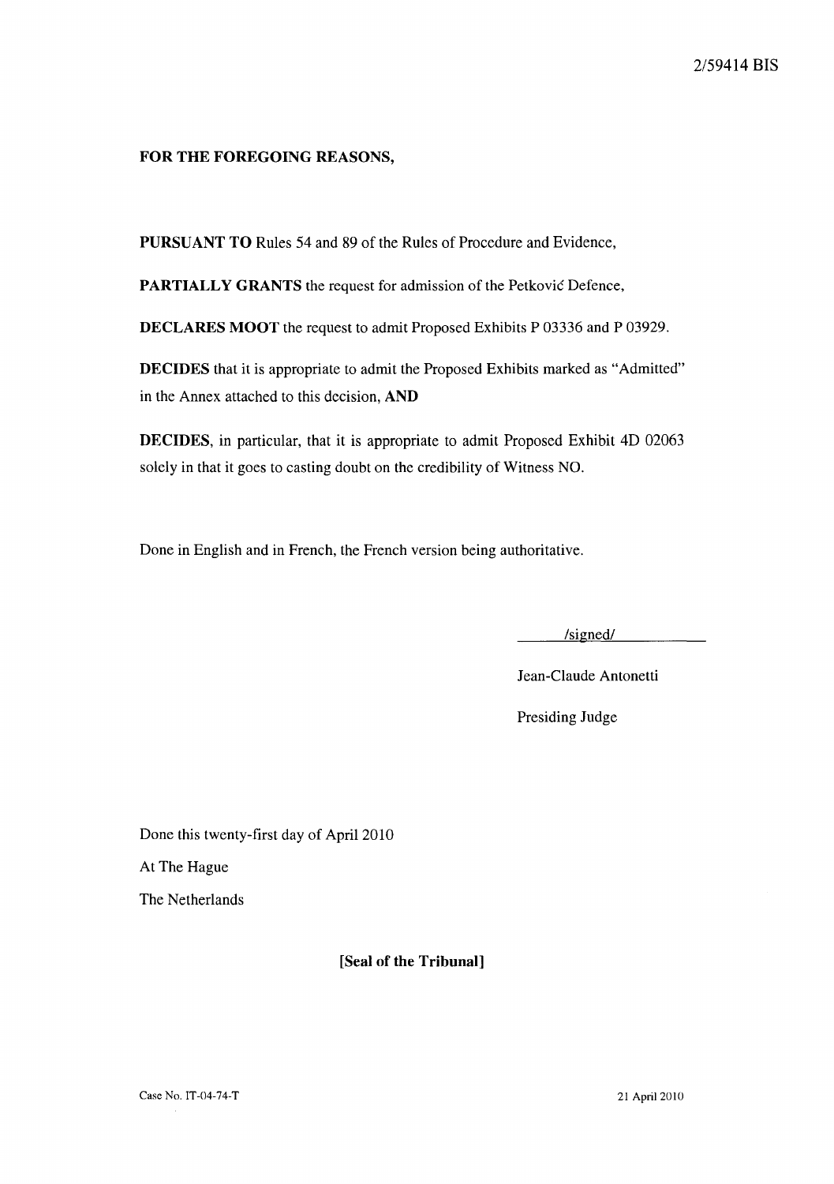**FOR THE FOREGOING REASONS,**

**PURSUANT TO** Rules 54 and 89 of the Rules of Procedure and Evidence,

**PARTIALLY GRANTS** the request for admission of the Petković Defence,

**DECLARES MOOT** the request to admit Proposed Exhibits P 03336 and P 03929.

**DECIDES** that it is appropriate to admit the Proposed Exhibits marked as "Admitted" in the Annex attached to this decision, **AND**

**DECIDES**, in particular, that it is appropriate to admit Proposed Exhibit 4D 02063 solely in that it goes to casting doubt on the credibility of Witness NO.

Done in English and in French, the French version being authoritative.

/signed/

Jean-Claude Antonetti

Presiding Judge

Done this twenty-first day of April 2010

At The Hague

The Netherlands

**[Seal of the Tribunal]**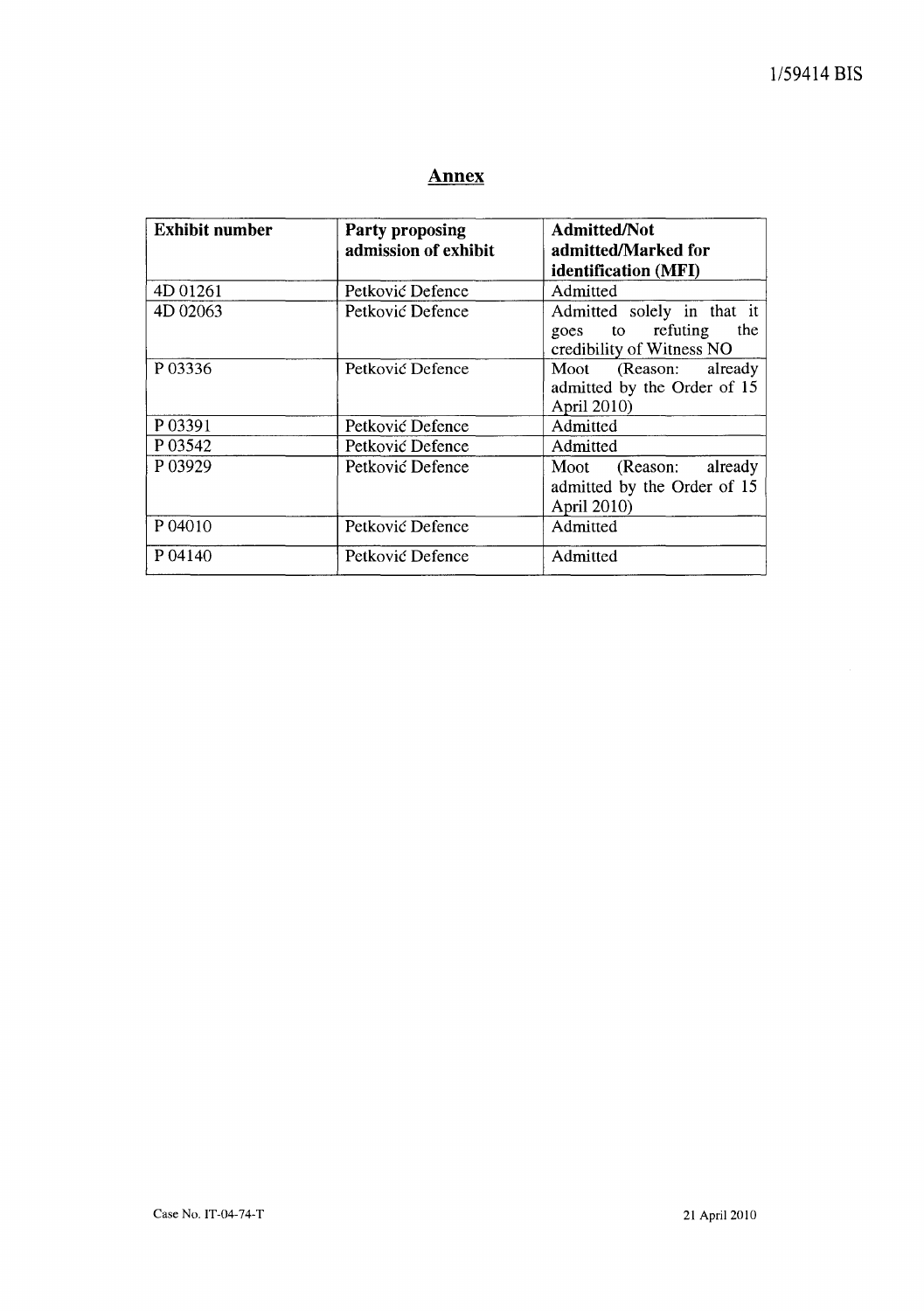## Annex

| Exhibit number | Party proposing admission of exhibit | Admitted/Not admitted/Marked for identification (MFI) |
| --- | --- | --- |
| 4D 01261 | Petković Defence | Admitted |
| 4D 02063 | Petković Defence | Admitted solely in that it goes to refuting the credibility of Witness NO |
| P 03336 | Petković Defence | Moot (Reason: already admitted by the Order of 15 April 2010) |
| P 03391 | Petković Defence | Admitted |
| P 03542 | Petković Defence | Admitted |
| P 03929 | Petković Defence | Moot (Reason: already admitted by the Order of 15 April 2010) |
| P 04010 | Petković Defence | Admitted |
| P 04140 | Petković Defence | Admitted |